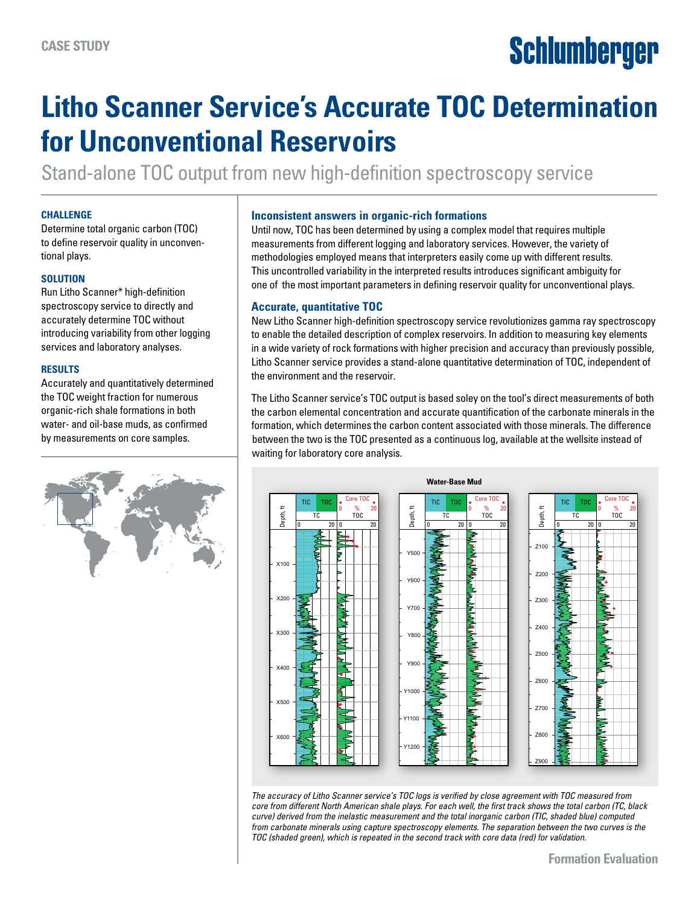CASE STUDY

# Litho Scanner Service's Accurate TOC Determination for Unconventional Reservoirs

Stand-alone TOC output from new high-definition spectroscopy service

### CHALLENGE

Determine total organic carbon (TOC) to define reservoir quality in unconventional plays.

### SOLUTION

Run Litho Scanner* high-definition spectroscopy service to directly and accurately determine TOC without introducing variability from other logging services and laboratory analyses.

### RESULTS

Accurately and quantitatively determined the TOC weight fraction for numerous organic-rich shale formations in both water- and oil-base muds, as confirmed by measurements on core samples.

## Inconsistent answers in organic-rich formations

Until now, TOC has been determined by using a complex model that requires multiple measurements from different logging and laboratory services. However, the variety of methodologies employed means that interpreters easily come up with different results. This uncontrolled variability in the interpreted results introduces significant ambiguity for one of the most important parameters in defining reservoir quality for unconventional plays.

## Accurate, quantitative TOC

New Litho Scanner high-definition spectroscopy service revolutionizes gamma ray spectroscopy to enable the detailed description of complex reservoirs. In addition to measuring key elements in a wide variety of rock formations with higher precision and accuracy than previously possible, Litho Scanner service provides a stand-alone quantitative determination of TOC, independent of the environment and the reservoir.

The Litho Scanner service's TOC output is based soley on the tool's direct measurements of both the carbon elemental concentration and accurate quantification of the carbonate minerals in the formation, which determines the carbon content associated with those minerals. The difference between the two is the TOC presented as a continuous log, available at the wellsite instead of waiting for laboratory core analysis.

*The accuracy of Litho Scanner service's TOC logs is verified by close agreement with TOC measured from core from different North American shale plays. For each well, the first track shows the total carbon (TC, black curve) derived from the inelastic measurement and the total inorganic carbon (TIC, shaded blue) computed from carbonate minerals using capture spectroscopy elements. The separation between the two curves is the TOC (shaded green), which is repeated in the second track with core data (red) for validation.*

Formation Evaluation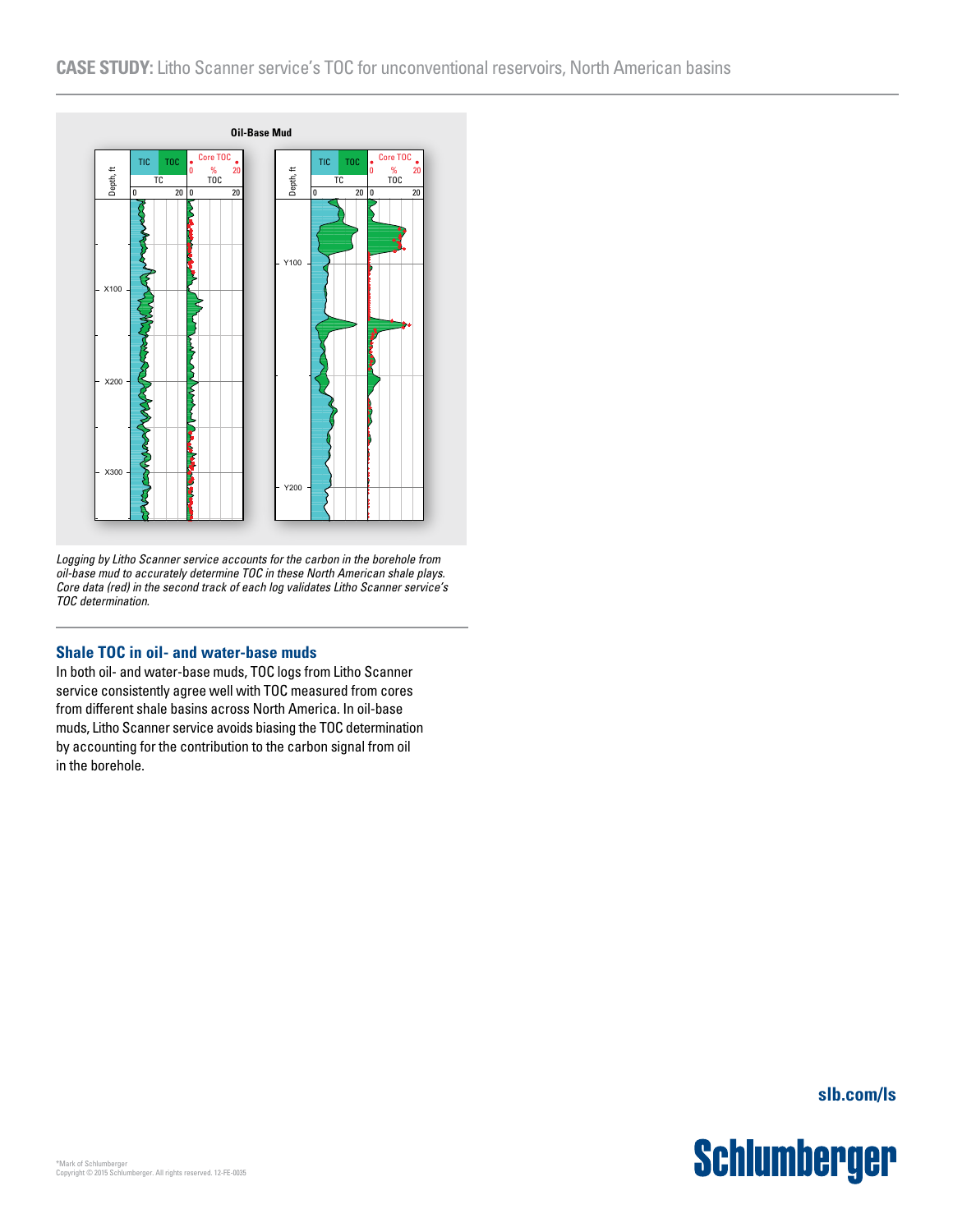Oil-Base Mud

Depth, ft

TIC

TOC

TC

0 20

Core TOC

0 % 20

TOC

0 20

X100

X200

X300

Depth, ft

TIC

TOC

TC

0 20

Core TOC

0 % 20

TOC

0 20

Y100

Y200

*Logging by Litho Scanner service accounts for the carbon in the borehole from oil-base mud to accurately determine TOC in these North American shale plays. Core data (red) in the second track of each log validates Litho Scanner service's TOC determination.*

## Shale TOC in oil- and water-base muds

In both oil- and water-base muds, TOC logs from Litho Scanner service consistently agree well with TOC measured from cores from different shale basins across North America. In oil-base muds, Litho Scanner service avoids biasing the TOC determination by accounting for the contribution to the carbon signal from oil in the borehole.

slb.com/ls

Schlumberger

*Mark of Schlumberger
Copyright © 2015 Schlumberger. All rights reserved. 12-FE-0035